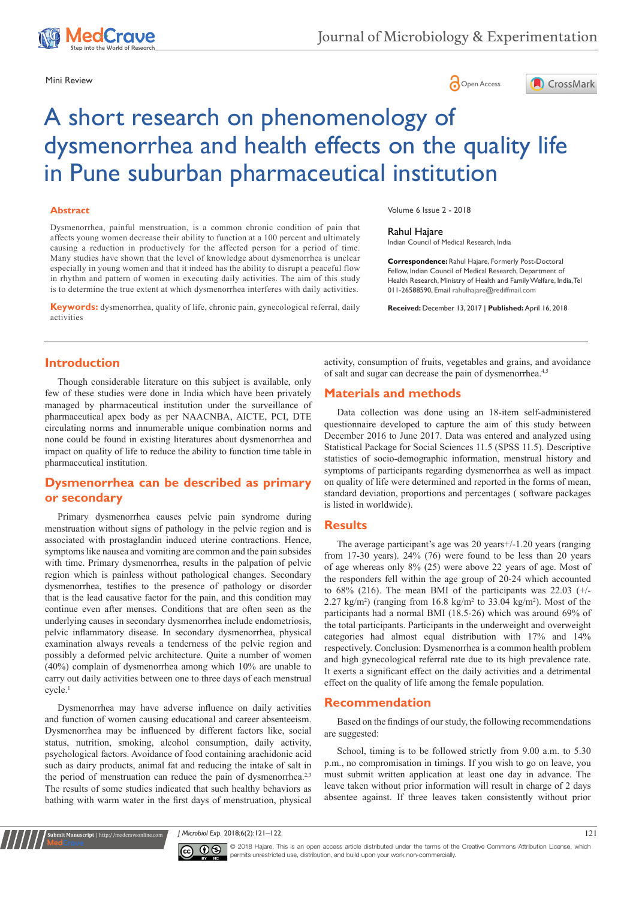Mini Review

Open Access

# A short research on phenomenology of dysmenorrhea and health effects on the quality life in Pune suburban pharmaceutical institution

Volume 6 Issue 2 - 2018

**Rahul Hajare**
Indian Council of Medical Research, India

**Correspondence:** Rahul Hajare, Formerly Post-Doctoral Fellow, Indian Council of Medical Research, Department of Health Research, Ministry of Health and Family Welfare, India, Tel 011-26588590, Email rahulhajare@rediffmail.com

**Received:** December 13, 2017 | **Published:** April 16, 2018

## Abstract

Dysmenorrhea, painful menstruation, is a common chronic condition of pain that affects young women decrease their ability to function at a 100 percent and ultimately causing a reduction in productively for the affected person for a period of time. Many studies have shown that the level of knowledge about dysmenorrhea is unclear especially in young women and that it indeed has the ability to disrupt a peaceful flow in rhythm and pattern of women in executing daily activities. The aim of this study is to determine the true extent at which dysmenorrhea interferes with daily activities.

**Keywords:** dysmenorrhea, quality of life, chronic pain, gynecological referral, daily activities

## Introduction

Though considerable literature on this subject is available, only few of these studies were done in India which have been privately managed by pharmaceutical institution under the surveillance of pharmaceutical apex body as per NAACNBA, AICTE, PCI, DTE circulating norms and innumerable unique combination norms and none could be found in existing literatures about dysmenorrhea and impact on quality of life to reduce the ability to function time table in pharmaceutical institution.

## Dysmenorrhea can be described as primary or secondary

Primary dysmenorrhea causes pelvic pain syndrome during menstruation without signs of pathology in the pelvic region and is associated with prostaglandin induced uterine contractions. Hence, symptoms like nausea and vomiting are common and the pain subsides with time. Primary dysmenorrhea, results in the palpation of pelvic region which is painless without pathological changes. Secondary dysmenorrhea, testifies to the presence of pathology or disorder that is the lead causative factor for the pain, and this condition may continue even after menses. Conditions that are often seen as the underlying causes in secondary dysmenorrhea include endometriosis, pelvic inflammatory disease. In secondary dysmenorrhea, physical examination always reveals a tenderness of the pelvic region and possibly a deformed pelvic architecture. Quite a number of women (40%) complain of dysmenorrhea among which 10% are unable to carry out daily activities between one to three days of each menstrual cycle.[1]

Dysmenorrhea may have adverse influence on daily activities and function of women causing educational and career absenteeism. Dysmenorrhea may be influenced by different factors like, social status, nutrition, smoking, alcohol consumption, daily activity, psychological factors. Avoidance of food containing arachidonic acid such as dairy products, animal fat and reducing the intake of salt in the period of menstruation can reduce the pain of dysmenorrhea.[2,3] The results of some studies indicated that such healthy behaviors as bathing with warm water in the first days of menstruation, physical activity, consumption of fruits, vegetables and grains, and avoidance of salt and sugar can decrease the pain of dysmenorrhea.[4,5]

## Materials and methods

Data collection was done using an 18-item self-administered questionnaire developed to capture the aim of this study between December 2016 to June 2017. Data was entered and analyzed using Statistical Package for Social Sciences 11.5 (SPSS 11.5). Descriptive statistics of socio-demographic information, menstrual history and symptoms of participants regarding dysmenorrhea as well as impact on quality of life were determined and reported in the forms of mean, standard deviation, proportions and percentages ( software packages is listed in worldwide).

## Results

The average participant's age was 20 years+/-1.20 years (ranging from 17-30 years). 24% (76) were found to be less than 20 years of age whereas only 8% (25) were above 22 years of age. Most of the responders fell within the age group of 20-24 which accounted to 68% (216). The mean BMI of the participants was 22.03 (+/- 2.27 kg/m$^2$) (ranging from 16.8 kg/m$^2$ to 33.04 kg/m$^2$). Most of the participants had a normal BMI (18.5-26) which was around 69% of the total participants. Participants in the underweight and overweight categories had almost equal distribution with 17% and 14% respectively. Conclusion: Dysmenorrhea is a common health problem and high gynecological referral rate due to its high prevalence rate. It exerts a significant effect on the daily activities and a detrimental effect on the quality of life among the female population.

## Recommendation

Based on the findings of our study, the following recommendations are suggested:

School, timing is to be followed strictly from 9.00 a.m. to 5.30 p.m., no compromisation in timings. If you wish to go on leave, you must submit written application at least one day in advance. The leave taken without prior information will result in charge of 2 days absentee against. If three leaves taken consistently without prior

© 2018 Hajare. This is an open access article distributed under the terms of the Creative Commons Attribution License, which permits unrestricted use, distribution, and build upon your work non-commercially.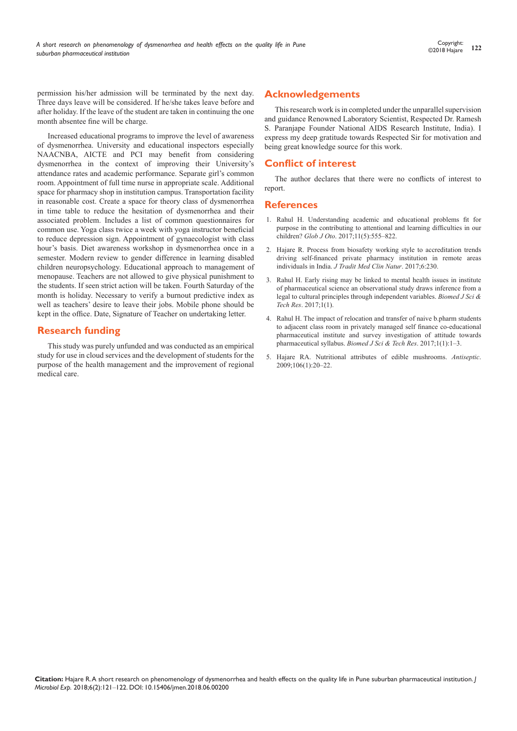permission his/her admission will be terminated by the next day. Three days leave will be considered. If he/she takes leave before and after holiday. If the leave of the student are taken in continuing the one month absentee fine will be charge.

Increased educational programs to improve the level of awareness of dysmenorrhea. University and educational inspectors especially NAACNBA, AICTE and PCI may benefit from considering dysmenorrhea in the context of improving their University's attendance rates and academic performance. Separate girl's common room. Appointment of full time nurse in appropriate scale. Additional space for pharmacy shop in institution campus. Transportation facility in reasonable cost. Create a space for theory class of dysmenorrhea in time table to reduce the hesitation of dysmenorrhea and their associated problem. Includes a list of common questionnaires for common use. Yoga class twice a week with yoga instructor beneficial to reduce depression sign. Appointment of gynaecologist with class hour's basis. Diet awareness workshop in dysmenorrhea once in a semester. Modern review to gender difference in learning disabled children neuropsychology. Educational approach to management of menopause. Teachers are not allowed to give physical punishment to the students. If seen strict action will be taken. Fourth Saturday of the month is holiday. Necessary to verify a burnout predictive index as well as teachers' desire to leave their jobs. Mobile phone should be kept in the office. Date, Signature of Teacher on undertaking letter.

## Research funding

This study was purely unfunded and was conducted as an empirical study for use in cloud services and the development of students for the purpose of the health management and the improvement of regional medical care.

## Acknowledgements

This research work is in completed under the unparallel supervision and guidance Renowned Laboratory Scientist, Respected Dr. Ramesh S. Paranjape Founder National AIDS Research Institute, India). I express my deep gratitude towards Respected Sir for motivation and being great knowledge source for this work.

## Conflict of interest

The author declares that there were no conflicts of interest to report.

## References

1. Rahul H. Understanding academic and educational problems fit for purpose in the contributing to attentional and learning difficulties in our children? *Glob J Oto*. 2017;11(5):555–822.
2. Hajare R. Process from biosafety working style to accreditation trends driving self-financed private pharmacy institution in remote areas individuals in India. *J Tradit Med Clin Natur*. 2017;6:230.
3. Rahul H. Early rising may be linked to mental health issues in institute of pharmaceutical science an observational study draws inference from a legal to cultural principles through independent variables. *Biomed J Sci & Tech Res*. 2017;1(1).
4. Rahul H. The impact of relocation and transfer of naive b.pharm students to adjacent class room in privately managed self finance co-educational pharmaceutical institute and survey investigation of attitude towards pharmaceutical syllabus. *Biomed J Sci & Tech Res*. 2017;1(1):1–3.
5. Hajare RA. Nutritional attributes of edible mushrooms. *Antiseptic*. 2009;106(1):20–22.